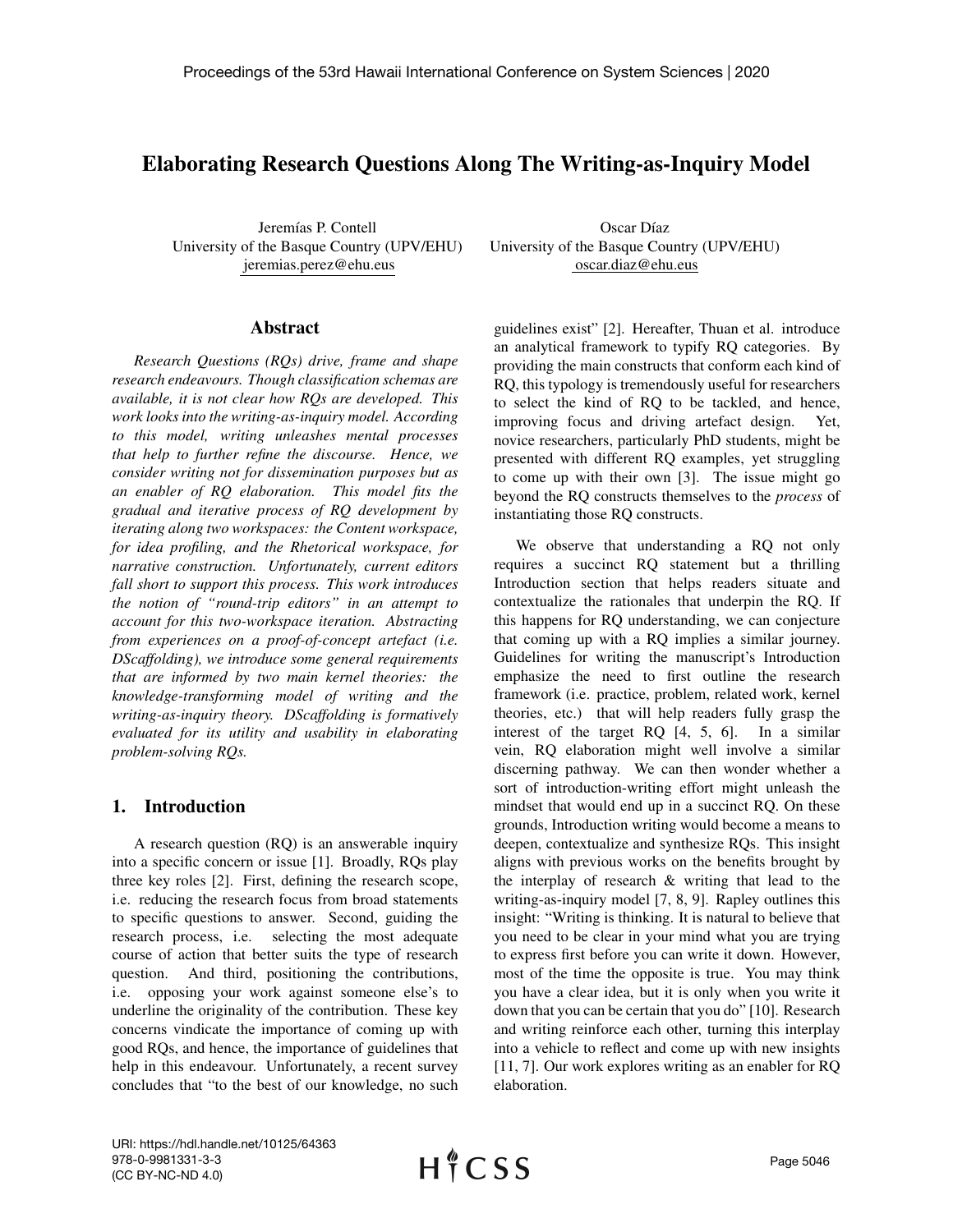# Elaborating Research Questions Along The Writing-as-Inquiry Model

Jeremías P. Contell
University of the Basque Country (UPV/EHU)
jeremias.perez@ehu.eus

Oscar Díaz
University of the Basque Country (UPV/EHU)
oscar.diaz@ehu.eus

## Abstract

*Research Questions (RQs) drive, frame and shape research endeavours. Though classification schemas are available, it is not clear how RQs are developed. This work looks into the writing-as-inquiry model. According to this model, writing unleashes mental processes that help to further refine the discourse. Hence, we consider writing not for dissemination purposes but as an enabler of RQ elaboration. This model fits the gradual and iterative process of RQ development by iterating along two workspaces: the Content workspace, for idea profiling, and the Rhetorical workspace, for narrative construction. Unfortunately, current editors fall short to support this process. This work introduces the notion of "round-trip editors" in an attempt to account for this two-workspace iteration. Abstracting from experiences on a proof-of-concept artefact (i.e. DScaffolding), we introduce some general requirements that are informed by two main kernel theories: the knowledge-transforming model of writing and the writing-as-inquiry theory. DScaffolding is formatively evaluated for its utility and usability in elaborating problem-solving RQs.*

## 1. Introduction

A research question (RQ) is an answerable inquiry into a specific concern or issue [1]. Broadly, RQs play three key roles [2]. First, defining the research scope, i.e. reducing the research focus from broad statements to specific questions to answer. Second, guiding the research process, i.e. selecting the most adequate course of action that better suits the type of research question. And third, positioning the contributions, i.e. opposing your work against someone else's to underline the originality of the contribution. These key concerns vindicate the importance of coming up with good RQs, and hence, the importance of guidelines that help in this endeavour. Unfortunately, a recent survey concludes that "to the best of our knowledge, no such guidelines exist" [2]. Hereafter, Thuan et al. introduce an analytical framework to typify RQ categories. By providing the main constructs that conform each kind of RQ, this typology is tremendously useful for researchers to select the kind of RQ to be tackled, and hence, improving focus and driving artefact design. Yet, novice researchers, particularly PhD students, might be presented with different RQ examples, yet struggling to come up with their own [3]. The issue might go beyond the RQ constructs themselves to the *process* of instantiating those RQ constructs.

We observe that understanding a RQ not only requires a succinct RQ statement but a thrilling Introduction section that helps readers situate and contextualize the rationales that underpin the RQ. If this happens for RQ understanding, we can conjecture that coming up with a RQ implies a similar journey. Guidelines for writing the manuscript's Introduction emphasize the need to first outline the research framework (i.e. practice, problem, related work, kernel theories, etc.) that will help readers fully grasp the interest of the target RQ [4, 5, 6]. In a similar vein, RQ elaboration might well involve a similar discerning pathway. We can then wonder whether a sort of introduction-writing effort might unleash the mindset that would end up in a succinct RQ. On these grounds, Introduction writing would become a means to deepen, contextualize and synthesize RQs. This insight aligns with previous works on the benefits brought by the interplay of research & writing that lead to the writing-as-inquiry model [7, 8, 9]. Rapley outlines this insight: "Writing is thinking. It is natural to believe that you need to be clear in your mind what you are trying to express first before you can write it down. However, most of the time the opposite is true. You may think you have a clear idea, but it is only when you write it down that you can be certain that you do" [10]. Research and writing reinforce each other, turning this interplay into a vehicle to reflect and come up with new insights [11, 7]. Our work explores writing as an enabler for RQ elaboration.

URI: https://hdl.handle.net/10125/64363
978-0-9981331-3-3
(CC BY-NC-ND 4.0)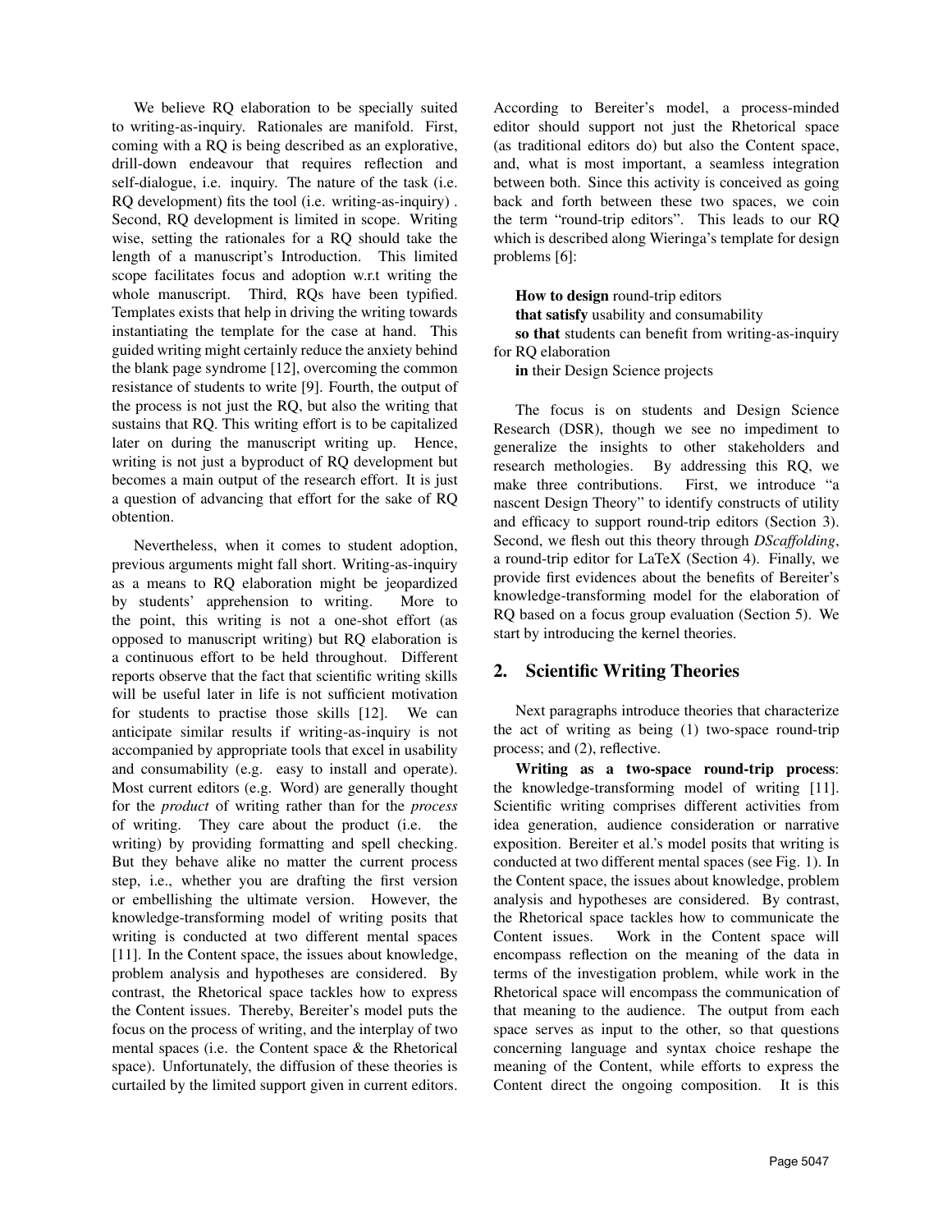We believe RQ elaboration to be specially suited to writing-as-inquiry. Rationales are manifold. First, coming with a RQ is being described as an explorative, drill-down endeavour that requires reflection and self-dialogue, i.e. inquiry. The nature of the task (i.e. RQ development) fits the tool (i.e. writing-as-inquiry) . Second, RQ development is limited in scope. Writing wise, setting the rationales for a RQ should take the length of a manuscript's Introduction. This limited scope facilitates focus and adoption w.r.t writing the whole manuscript. Third, RQs have been typified. Templates exists that help in driving the writing towards instantiating the template for the case at hand. This guided writing might certainly reduce the anxiety behind the blank page syndrome [12], overcoming the common resistance of students to write [9]. Fourth, the output of the process is not just the RQ, but also the writing that sustains that RQ. This writing effort is to be capitalized later on during the manuscript writing up. Hence, writing is not just a byproduct of RQ development but becomes a main output of the research effort. It is just a question of advancing that effort for the sake of RQ obtention.

Nevertheless, when it comes to student adoption, previous arguments might fall short. Writing-as-inquiry as a means to RQ elaboration might be jeopardized by students' apprehension to writing. More to the point, this writing is not a one-shot effort (as opposed to manuscript writing) but RQ elaboration is a continuous effort to be held throughout. Different reports observe that the fact that scientific writing skills will be useful later in life is not sufficient motivation for students to practise those skills [12]. We can anticipate similar results if writing-as-inquiry is not accompanied by appropriate tools that excel in usability and consumability (e.g. easy to install and operate). Most current editors (e.g. Word) are generally thought for the *product* of writing rather than for the *process* of writing. They care about the product (i.e. the writing) by providing formatting and spell checking. But they behave alike no matter the current process step, i.e., whether you are drafting the first version or embellishing the ultimate version. However, the knowledge-transforming model of writing posits that writing is conducted at two different mental spaces [11]. In the Content space, the issues about knowledge, problem analysis and hypotheses are considered. By contrast, the Rhetorical space tackles how to express the Content issues. Thereby, Bereiter's model puts the focus on the process of writing, and the interplay of two mental spaces (i.e. the Content space & the Rhetorical space). Unfortunately, the diffusion of these theories is curtailed by the limited support given in current editors. According to Bereiter's model, a process-minded editor should support not just the Rhetorical space (as traditional editors do) but also the Content space, and, what is most important, a seamless integration between both. Since this activity is conceived as going back and forth between these two spaces, we coin the term "round-trip editors". This leads to our RQ which is described along Wieringa's template for design problems [6]:

**How to design** round-trip editors
**that satisfy** usability and consumability
**so that** students can benefit from writing-as-inquiry for RQ elaboration
**in** their Design Science projects

The focus is on students and Design Science Research (DSR), though we see no impediment to generalize the insights to other stakeholders and research methologies. By addressing this RQ, we make three contributions. First, we introduce "a nascent Design Theory" to identify constructs of utility and efficacy to support round-trip editors (Section 3). Second, we flesh out this theory through *DScaffolding*, a round-trip editor for LaTeX (Section 4). Finally, we provide first evidences about the benefits of Bereiter's knowledge-transforming model for the elaboration of RQ based on a focus group evaluation (Section 5). We start by introducing the kernel theories.

## 2. Scientific Writing Theories

Next paragraphs introduce theories that characterize the act of writing as being (1) two-space round-trip process; and (2), reflective.

**Writing as a two-space round-trip process**: the knowledge-transforming model of writing [11]. Scientific writing comprises different activities from idea generation, audience consideration or narrative exposition. Bereiter et al.'s model posits that writing is conducted at two different mental spaces (see Fig. 1). In the Content space, the issues about knowledge, problem analysis and hypotheses are considered. By contrast, the Rhetorical space tackles how to communicate the Content issues. Work in the Content space will encompass reflection on the meaning of the data in terms of the investigation problem, while work in the Rhetorical space will encompass the communication of that meaning to the audience. The output from each space serves as input to the other, so that questions concerning language and syntax choice reshape the meaning of the Content, while efforts to express the Content direct the ongoing composition. It is this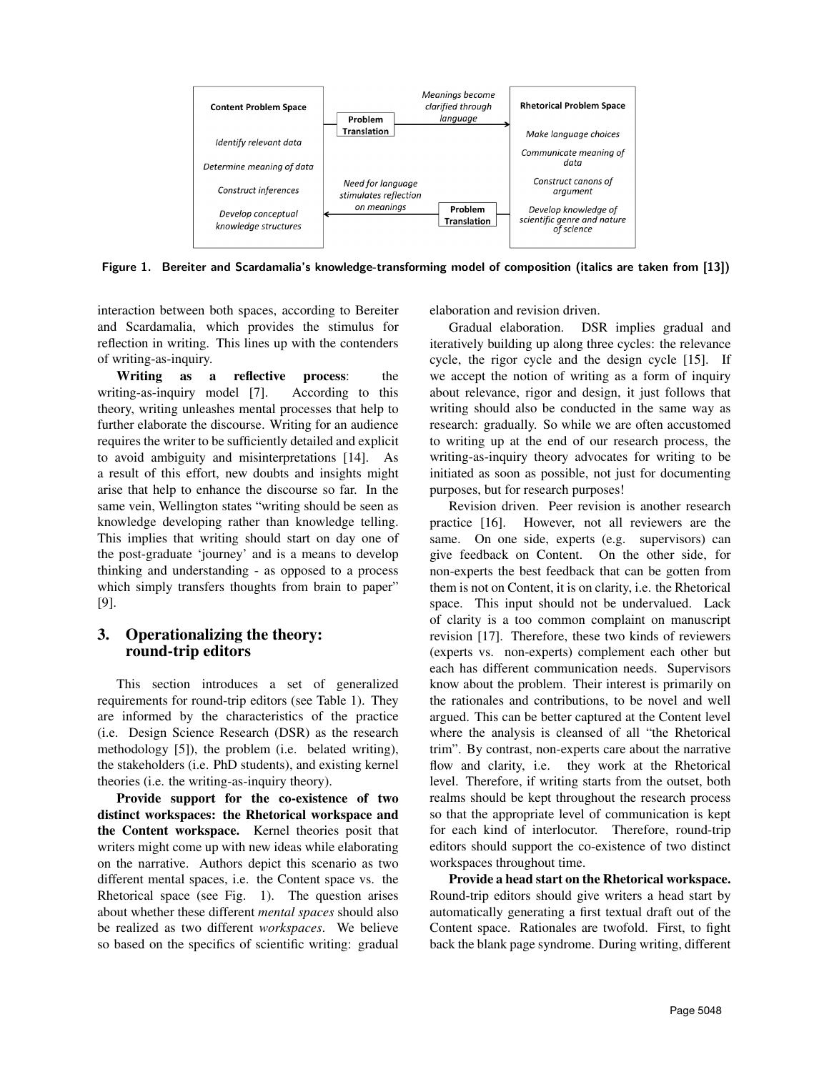Figure 1. Bereiter and Scardamalia's knowledge-transforming model of composition (italics are taken from [13])

interaction between both spaces, according to Bereiter and Scardamalia, which provides the stimulus for reflection in writing. This lines up with the contenders of writing-as-inquiry.

**Writing as a reflective process**: the writing-as-inquiry model [7]. According to this theory, writing unleashes mental processes that help to further elaborate the discourse. Writing for an audience requires the writer to be sufficiently detailed and explicit to avoid ambiguity and misinterpretations [14]. As a result of this effort, new doubts and insights might arise that help to enhance the discourse so far. In the same vein, Wellington states "writing should be seen as knowledge developing rather than knowledge telling. This implies that writing should start on day one of the post-graduate 'journey' and is a means to develop thinking and understanding - as opposed to a process which simply transfers thoughts from brain to paper" [9].

## 3. Operationalizing the theory: round-trip editors

This section introduces a set of generalized requirements for round-trip editors (see Table 1). They are informed by the characteristics of the practice (i.e. Design Science Research (DSR) as the research methodology [5]), the problem (i.e. belated writing), the stakeholders (i.e. PhD students), and existing kernel theories (i.e. the writing-as-inquiry theory).

**Provide support for the co-existence of two distinct workspaces: the Rhetorical workspace and the Content workspace.** Kernel theories posit that writers might come up with new ideas while elaborating on the narrative. Authors depict this scenario as two different mental spaces, i.e. the Content space vs. the Rhetorical space (see Fig. 1). The question arises about whether these different *mental spaces* should also be realized as two different *workspaces*. We believe so based on the specifics of scientific writing: gradual elaboration and revision driven.

Gradual elaboration. DSR implies gradual and iteratively building up along three cycles: the relevance cycle, the rigor cycle and the design cycle [15]. If we accept the notion of writing as a form of inquiry about relevance, rigor and design, it just follows that writing should also be conducted in the same way as research: gradually. So while we are often accustomed to writing up at the end of our research process, the writing-as-inquiry theory advocates for writing to be initiated as soon as possible, not just for documenting purposes, but for research purposes!

Revision driven. Peer revision is another research practice [16]. However, not all reviewers are the same. On one side, experts (e.g. supervisors) can give feedback on Content. On the other side, for non-experts the best feedback that can be gotten from them is not on Content, it is on clarity, i.e. the Rhetorical space. This input should not be undervalued. Lack of clarity is a too common complaint on manuscript revision [17]. Therefore, these two kinds of reviewers (experts vs. non-experts) complement each other but each has different communication needs. Supervisors know about the problem. Their interest is primarily on the rationales and contributions, to be novel and well argued. This can be better captured at the Content level where the analysis is cleansed of all "the Rhetorical trim". By contrast, non-experts care about the narrative flow and clarity, i.e. they work at the Rhetorical level. Therefore, if writing starts from the outset, both realms should be kept throughout the research process so that the appropriate level of communication is kept for each kind of interlocutor. Therefore, round-trip editors should support the co-existence of two distinct workspaces throughout time.

**Provide a head start on the Rhetorical workspace.** Round-trip editors should give writers a head start by automatically generating a first textual draft out of the Content space. Rationales are twofold. First, to fight back the blank page syndrome. During writing, different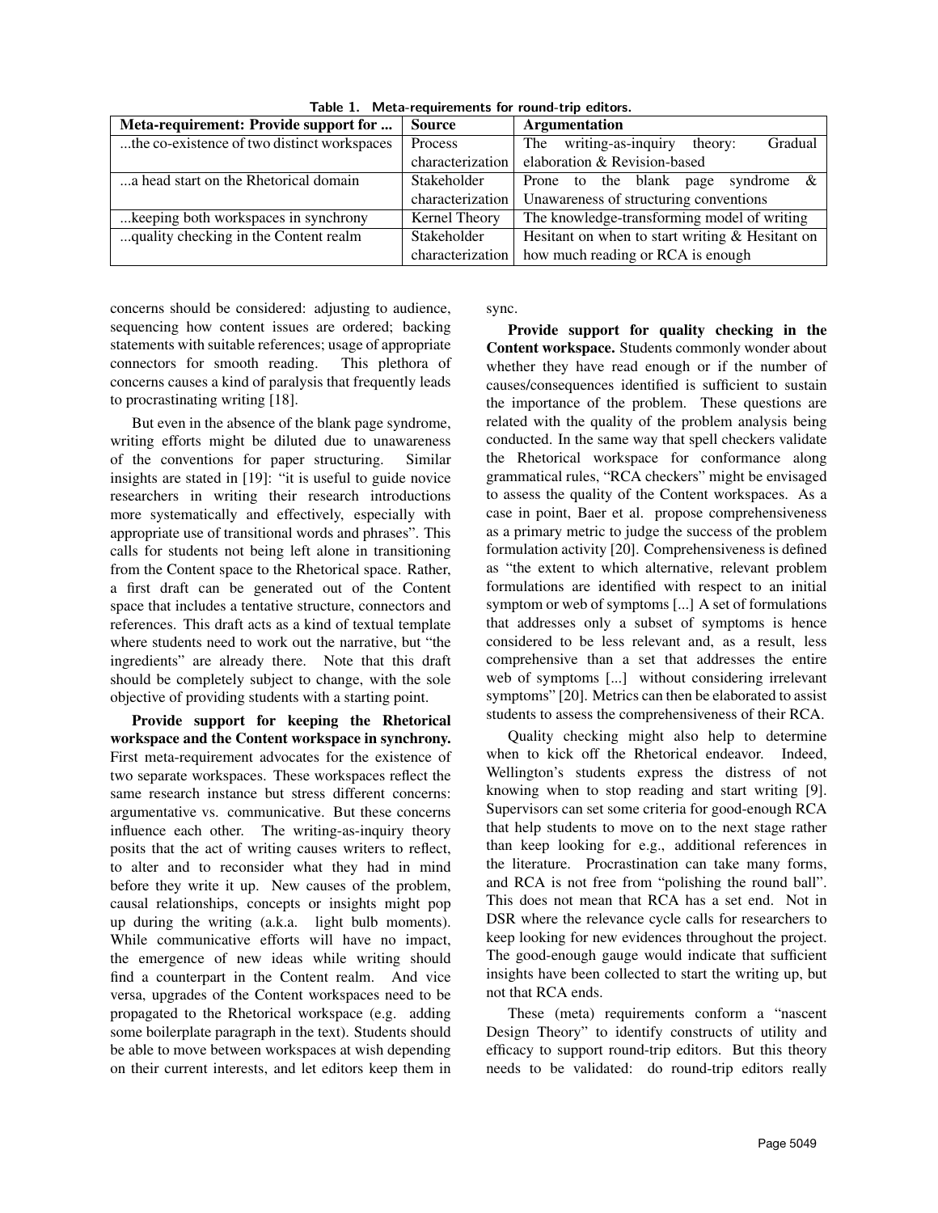Table 1. Meta-requirements for round-trip editors.

| Meta-requirement: Provide support for ... | Source | Argumentation |
|---|---|---|
| ...the co-existence of two distinct workspaces | Process characterization | The writing-as-inquiry theory: Gradual elaboration & Revision-based |
| ...a head start on the Rhetorical domain | Stakeholder characterization | Prone to the blank page syndrome & Unawareness of structuring conventions |
| ...keeping both workspaces in synchrony | Kernel Theory | The knowledge-transforming model of writing |
| ...quality checking in the Content realm | Stakeholder characterization | Hesitant on when to start writing & Hesitant on how much reading or RCA is enough |

concerns should be considered: adjusting to audience, sequencing how content issues are ordered; backing statements with suitable references; usage of appropriate connectors for smooth reading. This plethora of concerns causes a kind of paralysis that frequently leads to procrastinating writing [18].

But even in the absence of the blank page syndrome, writing efforts might be diluted due to unawareness of the conventions for paper structuring. Similar insights are stated in [19]: "it is useful to guide novice researchers in writing their research introductions more systematically and effectively, especially with appropriate use of transitional words and phrases". This calls for students not being left alone in transitioning from the Content space to the Rhetorical space. Rather, a first draft can be generated out of the Content space that includes a tentative structure, connectors and references. This draft acts as a kind of textual template where students need to work out the narrative, but "the ingredients" are already there. Note that this draft should be completely subject to change, with the sole objective of providing students with a starting point.

**Provide support for keeping the Rhetorical workspace and the Content workspace in synchrony.** First meta-requirement advocates for the existence of two separate workspaces. These workspaces reflect the same research instance but stress different concerns: argumentative vs. communicative. But these concerns influence each other. The writing-as-inquiry theory posits that the act of writing causes writers to reflect, to alter and to reconsider what they had in mind before they write it up. New causes of the problem, causal relationships, concepts or insights might pop up during the writing (a.k.a. light bulb moments). While communicative efforts will have no impact, the emergence of new ideas while writing should find a counterpart in the Content realm. And vice versa, upgrades of the Content workspaces need to be propagated to the Rhetorical workspace (e.g. adding some boilerplate paragraph in the text). Students should be able to move between workspaces at wish depending on their current interests, and let editors keep them in sync.

**Provide support for quality checking in the Content workspace.** Students commonly wonder about whether they have read enough or if the number of causes/consequences identified is sufficient to sustain the importance of the problem. These questions are related with the quality of the problem analysis being conducted. In the same way that spell checkers validate the Rhetorical workspace for conformance along grammatical rules, "RCA checkers" might be envisaged to assess the quality of the Content workspaces. As a case in point, Baer et al. propose comprehensiveness as a primary metric to judge the success of the problem formulation activity [20]. Comprehensiveness is defined as "the extent to which alternative, relevant problem formulations are identified with respect to an initial symptom or web of symptoms [...] A set of formulations that addresses only a subset of symptoms is hence considered to be less relevant and, as a result, less comprehensive than a set that addresses the entire web of symptoms [...] without considering irrelevant symptoms" [20]. Metrics can then be elaborated to assist students to assess the comprehensiveness of their RCA.

Quality checking might also help to determine when to kick off the Rhetorical endeavor. Indeed, Wellington's students express the distress of not knowing when to stop reading and start writing [9]. Supervisors can set some criteria for good-enough RCA that help students to move on to the next stage rather than keep looking for e.g., additional references in the literature. Procrastination can take many forms, and RCA is not free from "polishing the round ball". This does not mean that RCA has a set end. Not in DSR where the relevance cycle calls for researchers to keep looking for new evidences throughout the project. The good-enough gauge would indicate that sufficient insights have been collected to start the writing up, but not that RCA ends.

These (meta) requirements conform a "nascent Design Theory" to identify constructs of utility and efficacy to support round-trip editors. But this theory needs to be validated: do round-trip editors really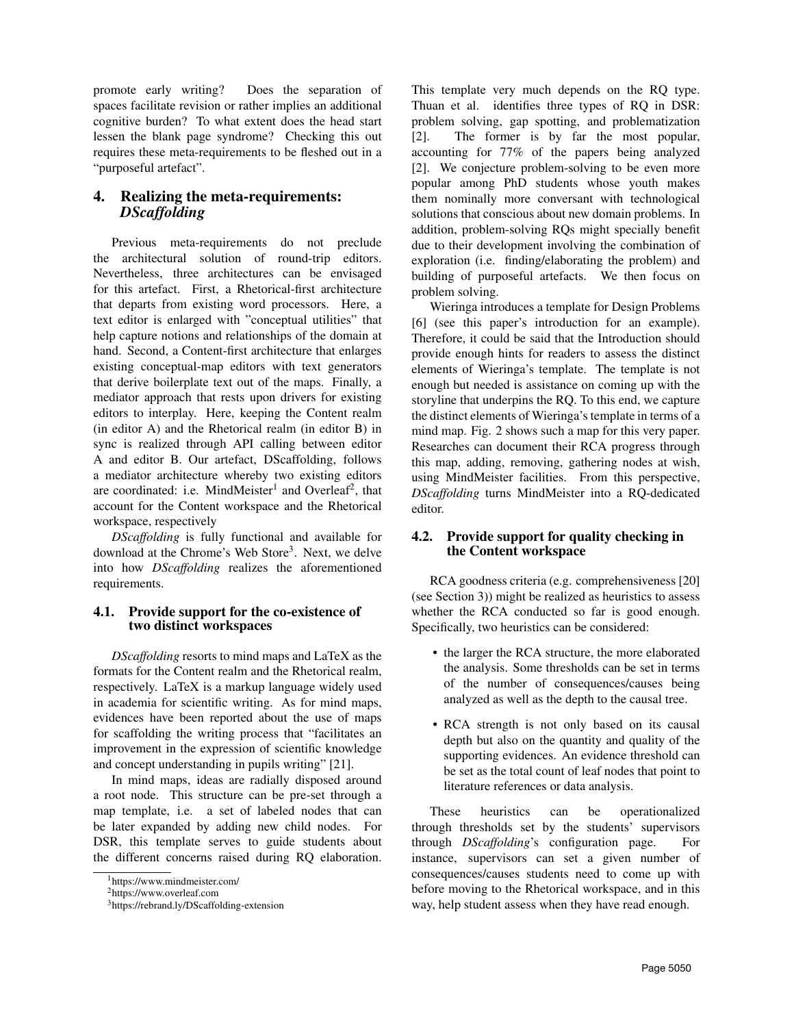promote early writing? Does the separation of spaces facilitate revision or rather implies an additional cognitive burden? To what extent does the head start lessen the blank page syndrome? Checking this out requires these meta-requirements to be fleshed out in a "purposeful artefact".

## 4. Realizing the meta-requirements: *DScaffolding*

Previous meta-requirements do not preclude the architectural solution of round-trip editors. Nevertheless, three architectures can be envisaged for this artefact. First, a Rhetorical-first architecture that departs from existing word processors. Here, a text editor is enlarged with "conceptual utilities" that help capture notions and relationships of the domain at hand. Second, a Content-first architecture that enlarges existing conceptual-map editors with text generators that derive boilerplate text out of the maps. Finally, a mediator approach that rests upon drivers for existing editors to interplay. Here, keeping the Content realm (in editor A) and the Rhetorical realm (in editor B) in sync is realized through API calling between editor A and editor B. Our artefact, DScaffolding, follows a mediator architecture whereby two existing editors are coordinated: i.e. MindMeister[1] and Overleaf[2], that account for the Content workspace and the Rhetorical workspace, respectively

*DScaffolding* is fully functional and available for download at the Chrome's Web Store[3]. Next, we delve into how *DScaffolding* realizes the aforementioned requirements.

### 4.1. Provide support for the co-existence of two distinct workspaces

*DScaffolding* resorts to mind maps and LaTeX as the formats for the Content realm and the Rhetorical realm, respectively. LaTeX is a markup language widely used in academia for scientific writing. As for mind maps, evidences have been reported about the use of maps for scaffolding the writing process that "facilitates an improvement in the expression of scientific knowledge and concept understanding in pupils writing" [21].

In mind maps, ideas are radially disposed around a root node. This structure can be pre-set through a map template, i.e. a set of labeled nodes that can be later expanded by adding new child nodes. For DSR, this template serves to guide students about the different concerns raised during RQ elaboration. This template very much depends on the RQ type. Thuan et al. identifies three types of RQ in DSR: problem solving, gap spotting, and problematization [2]. The former is by far the most popular, accounting for 77% of the papers being analyzed [2]. We conjecture problem-solving to be even more popular among PhD students whose youth makes them nominally more conversant with technological solutions that conscious about new domain problems. In addition, problem-solving RQs might specially benefit due to their development involving the combination of exploration (i.e. finding/elaborating the problem) and building of purposeful artefacts. We then focus on problem solving.

Wieringa introduces a template for Design Problems [6] (see this paper's introduction for an example). Therefore, it could be said that the Introduction should provide enough hints for readers to assess the distinct elements of Wieringa's template. The template is not enough but needed is assistance on coming up with the storyline that underpins the RQ. To this end, we capture the distinct elements of Wieringa's template in terms of a mind map. Fig. 2 shows such a map for this very paper. Researches can document their RCA progress through this map, adding, removing, gathering nodes at wish, using MindMeister facilities. From this perspective, *DScaffolding* turns MindMeister into a RQ-dedicated editor.

### 4.2. Provide support for quality checking in the Content workspace

RCA goodness criteria (e.g. comprehensiveness [20] (see Section 3)) might be realized as heuristics to assess whether the RCA conducted so far is good enough. Specifically, two heuristics can be considered:

- the larger the RCA structure, the more elaborated the analysis. Some thresholds can be set in terms of the number of consequences/causes being analyzed as well as the depth to the causal tree.
- RCA strength is not only based on its causal depth but also on the quantity and quality of the supporting evidences. An evidence threshold can be set as the total count of leaf nodes that point to literature references or data analysis.

These heuristics can be operationalized through thresholds set by the students' supervisors through *DScaffolding*'s configuration page. For instance, supervisors can set a given number of consequences/causes students need to come up with before moving to the Rhetorical workspace, and in this way, help student assess when they have read enough.

---

[1] https://www.mindmeister.com/

[2] https://www.overleaf.com

[3] https://rebrand.ly/DScaffolding-extension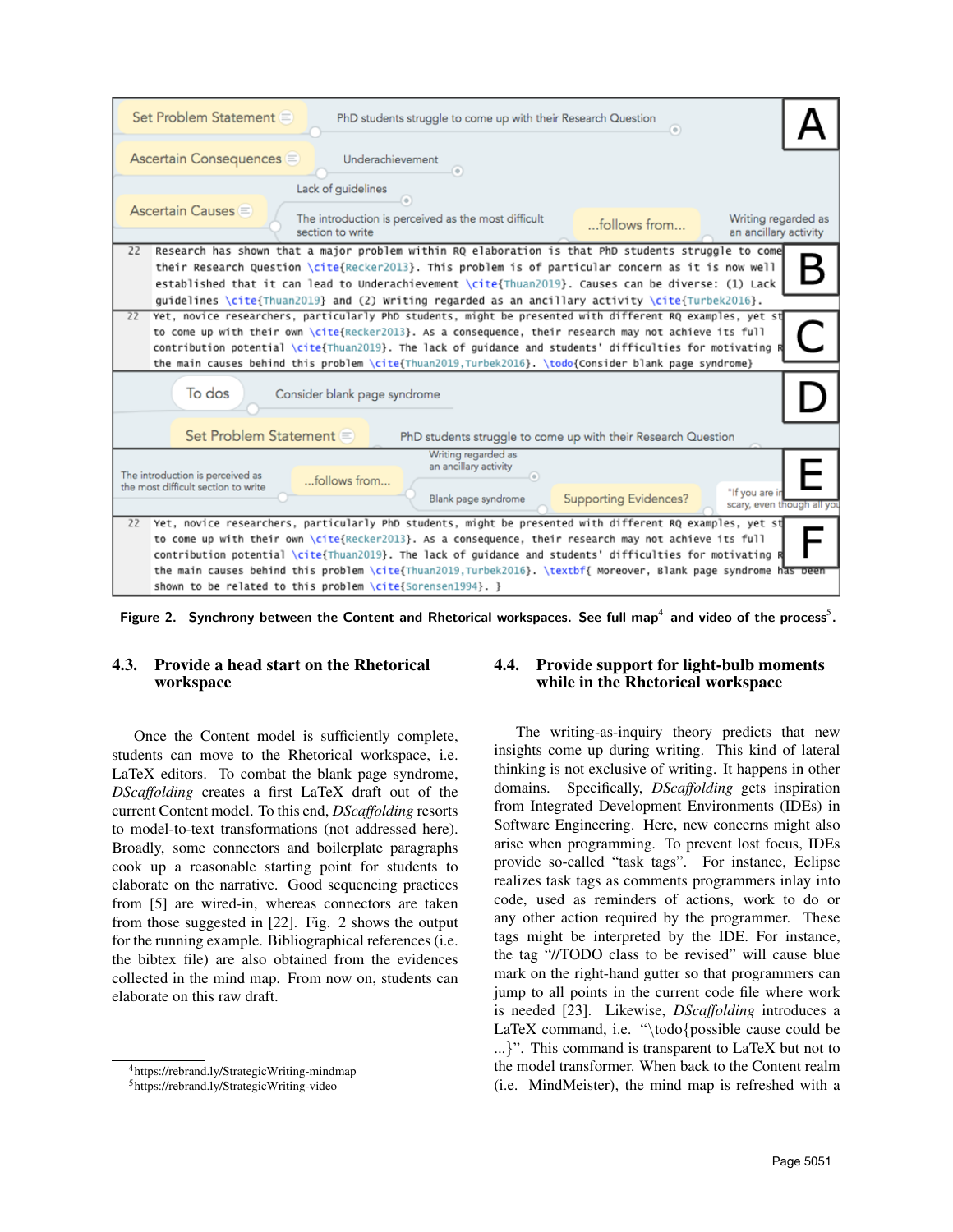Figure 2. Synchrony between the Content and Rhetorical workspaces. See full map[4] and video of the process[5].

### 4.3. Provide a head start on the Rhetorical workspace

Once the Content model is sufficiently complete, students can move to the Rhetorical workspace, i.e. LaTeX editors. To combat the blank page syndrome, *DScaffolding* creates a first LaTeX draft out of the current Content model. To this end, *DScaffolding* resorts to model-to-text transformations (not addressed here). Broadly, some connectors and boilerplate paragraphs cook up a reasonable starting point for students to elaborate on the narrative. Good sequencing practices from [5] are wired-in, whereas connectors are taken from those suggested in [22]. Fig. 2 shows the output for the running example. Bibliographical references (i.e. the bibtex file) are also obtained from the evidences collected in the mind map. From now on, students can elaborate on this raw draft.

### 4.4. Provide support for light-bulb moments while in the Rhetorical workspace

The writing-as-inquiry theory predicts that new insights come up during writing. This kind of lateral thinking is not exclusive of writing. It happens in other domains. Specifically, *DScaffolding* gets inspiration from Integrated Development Environments (IDEs) in Software Engineering. Here, new concerns might also arise when programming. To prevent lost focus, IDEs provide so-called "task tags". For instance, Eclipse realizes task tags as comments programmers inlay into code, used as reminders of actions, work to do or any other action required by the programmer. These tags might be interpreted by the IDE. For instance, the tag "//TODO class to be revised" will cause blue mark on the right-hand gutter so that programmers can jump to all points in the current code file where work is needed [23]. Likewise, *DScaffolding* introduces a LaTeX command, i.e. "\todo{possible cause could be ...}". This command is transparent to LaTeX but not to the model transformer. When back to the Content realm (i.e. MindMeister), the mind map is refreshed with a

[4] https://rebrand.ly/StrategicWriting-mindmap
[5] https://rebrand.ly/StrategicWriting-video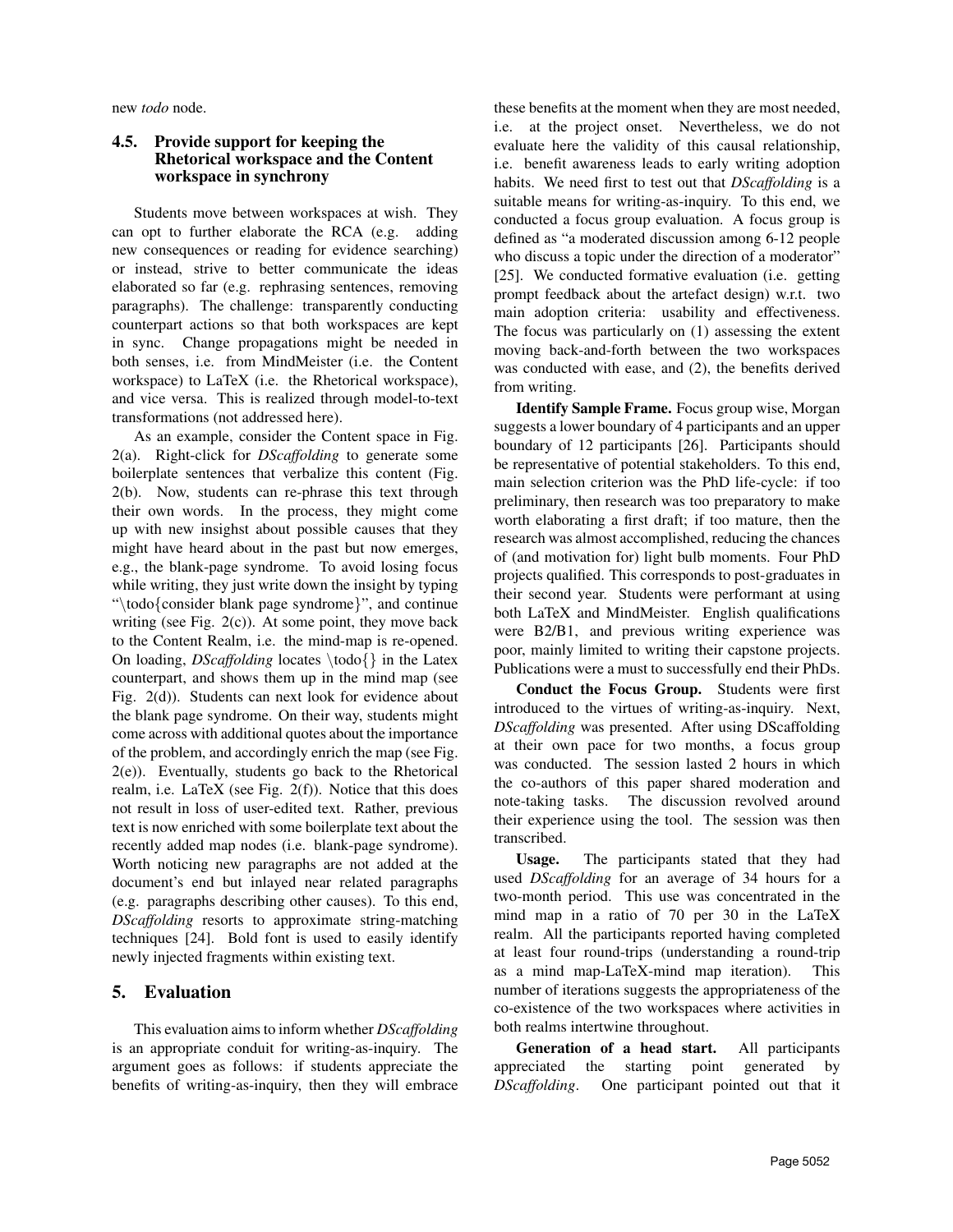new *todo* node.

### 4.5. Provide support for keeping the Rhetorical workspace and the Content workspace in synchrony

Students move between workspaces at wish. They can opt to further elaborate the RCA (e.g. adding new consequences or reading for evidence searching) or instead, strive to better communicate the ideas elaborated so far (e.g. rephrasing sentences, removing paragraphs). The challenge: transparently conducting counterpart actions so that both workspaces are kept in sync. Change propagations might be needed in both senses, i.e. from MindMeister (i.e. the Content workspace) to LaTeX (i.e. the Rhetorical workspace), and vice versa. This is realized through model-to-text transformations (not addressed here).

As an example, consider the Content space in Fig. 2(a). Right-click for *DScaffolding* to generate some boilerplate sentences that verbalize this content (Fig. 2(b). Now, students can re-phrase this text through their own words. In the process, they might come up with new insighst about possible causes that they might have heard about in the past but now emerges, e.g., the blank-page syndrome. To avoid losing focus while writing, they just write down the insight by typing "\todo{consider blank page syndrome}", and continue writing (see Fig. 2(c)). At some point, they move back to the Content Realm, i.e. the mind-map is re-opened. On loading, *DScaffolding* locates \todo{} in the Latex counterpart, and shows them up in the mind map (see Fig. 2(d)). Students can next look for evidence about the blank page syndrome. On their way, students might come across with additional quotes about the importance of the problem, and accordingly enrich the map (see Fig. 2(e)). Eventually, students go back to the Rhetorical realm, i.e. LaTeX (see Fig. 2(f)). Notice that this does not result in loss of user-edited text. Rather, previous text is now enriched with some boilerplate text about the recently added map nodes (i.e. blank-page syndrome). Worth noticing new paragraphs are not added at the document's end but inlayed near related paragraphs (e.g. paragraphs describing other causes). To this end, *DScaffolding* resorts to approximate string-matching techniques [24]. Bold font is used to easily identify newly injected fragments within existing text.

## 5. Evaluation

This evaluation aims to inform whether *DScaffolding* is an appropriate conduit for writing-as-inquiry. The argument goes as follows: if students appreciate the benefits of writing-as-inquiry, then they will embrace these benefits at the moment when they are most needed, i.e. at the project onset. Nevertheless, we do not evaluate here the validity of this causal relationship, i.e. benefit awareness leads to early writing adoption habits. We need first to test out that *DScaffolding* is a suitable means for writing-as-inquiry. To this end, we conducted a focus group evaluation. A focus group is defined as "a moderated discussion among 6-12 people who discuss a topic under the direction of a moderator" [25]. We conducted formative evaluation (i.e. getting prompt feedback about the artefact design) w.r.t. two main adoption criteria: usability and effectiveness. The focus was particularly on (1) assessing the extent moving back-and-forth between the two workspaces was conducted with ease, and (2), the benefits derived from writing.

**Identify Sample Frame.** Focus group wise, Morgan suggests a lower boundary of 4 participants and an upper boundary of 12 participants [26]. Participants should be representative of potential stakeholders. To this end, main selection criterion was the PhD life-cycle: if too preliminary, then research was too preparatory to make worth elaborating a first draft; if too mature, then the research was almost accomplished, reducing the chances of (and motivation for) light bulb moments. Four PhD projects qualified. This corresponds to post-graduates in their second year. Students were performant at using both LaTeX and MindMeister. English qualifications were B2/B1, and previous writing experience was poor, mainly limited to writing their capstone projects. Publications were a must to successfully end their PhDs.

**Conduct the Focus Group.** Students were first introduced to the virtues of writing-as-inquiry. Next, *DScaffolding* was presented. After using DScaffolding at their own pace for two months, a focus group was conducted. The session lasted 2 hours in which the co-authors of this paper shared moderation and note-taking tasks. The discussion revolved around their experience using the tool. The session was then transcribed.

**Usage.** The participants stated that they had used *DScaffolding* for an average of 34 hours for a two-month period. This use was concentrated in the mind map in a ratio of 70 per 30 in the LaTeX realm. All the participants reported having completed at least four round-trips (understanding a round-trip as a mind map-LaTeX-mind map iteration). This number of iterations suggests the appropriateness of the co-existence of the two workspaces where activities in both realms intertwine throughout.

**Generation of a head start.** All participants appreciated the starting point generated by *DScaffolding*. One participant pointed out that it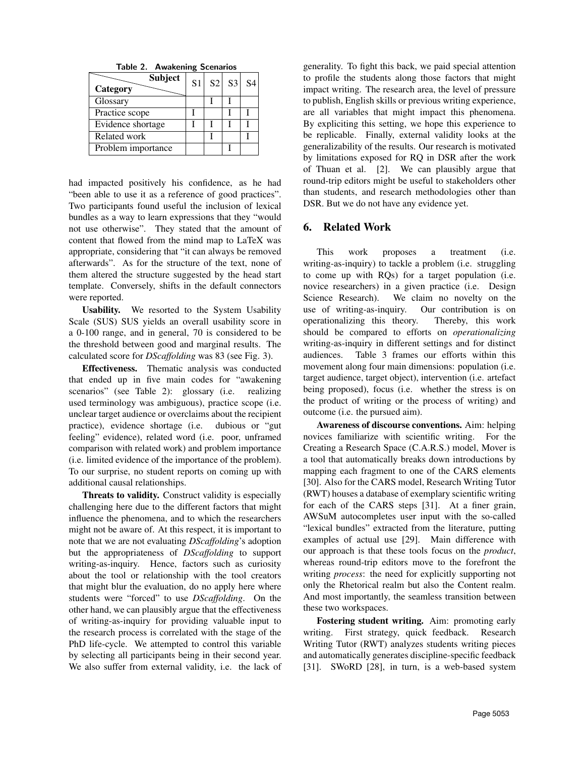Table 2. Awakening Scenarios

| Category \ Subject | S1 | S2 | S3 | S4 |
|---|---|---|---|---|
| Glossary | | I | I | |
| Practice scope | I | | I | I |
| Evidence shortage | I | I | I | I |
| Related work | | I | | I |
| Problem importance | | | I | |

had impacted positively his confidence, as he had "been able to use it as a reference of good practices". Two participants found useful the inclusion of lexical bundles as a way to learn expressions that they "would not use otherwise". They stated that the amount of content that flowed from the mind map to LaTeX was appropriate, considering that "it can always be removed afterwards". As for the structure of the text, none of them altered the structure suggested by the head start template. Conversely, shifts in the default connectors were reported.

**Usability.** We resorted to the System Usability Scale (SUS) SUS yields an overall usability score in a 0-100 range, and in general, 70 is considered to be the threshold between good and marginal results. The calculated score for *DScaffolding* was 83 (see Fig. 3).

**Effectiveness.** Thematic analysis was conducted that ended up in five main codes for "awakening scenarios" (see Table 2): glossary (i.e. realizing used terminology was ambiguous), practice scope (i.e. unclear target audience or overclaims about the recipient practice), evidence shortage (i.e. dubious or "gut feeling" evidence), related word (i.e. poor, unframed comparison with related work) and problem importance (i.e. limited evidence of the importance of the problem). To our surprise, no student reports on coming up with additional causal relationships.

**Threats to validity.** Construct validity is especially challenging here due to the different factors that might influence the phenomena, and to which the researchers might not be aware of. At this respect, it is important to note that we are not evaluating *DScaffolding*'s adoption but the appropriateness of *DScaffolding* to support writing-as-inquiry. Hence, factors such as curiosity about the tool or relationship with the tool creators that might blur the evaluation, do no apply here where students were "forced" to use *DScaffolding*. On the other hand, we can plausibly argue that the effectiveness of writing-as-inquiry for providing valuable input to the research process is correlated with the stage of the PhD life-cycle. We attempted to control this variable by selecting all participants being in their second year. We also suffer from external validity, i.e. the lack of generality. To fight this back, we paid special attention to profile the students along those factors that might impact writing. The research area, the level of pressure to publish, English skills or previous writing experience, are all variables that might impact this phenomena. By expliciting this setting, we hope this experience to be replicable. Finally, external validity looks at the generalizability of the results. Our research is motivated by limitations exposed for RQ in DSR after the work of Thuan et al. [2]. We can plausibly argue that round-trip editors might be useful to stakeholders other than students, and research methodologies other than DSR. But we do not have any evidence yet.

## 6. Related Work

This work proposes a treatment (i.e. writing-as-inquiry) to tackle a problem (i.e. struggling to come up with RQs) for a target population (i.e. novice researchers) in a given practice (i.e. Design Science Research). We claim no novelty on the use of writing-as-inquiry. Our contribution is on operationalizing this theory. Thereby, this work should be compared to efforts on *operationalizing* writing-as-inquiry in different settings and for distinct audiences. Table 3 frames our efforts within this movement along four main dimensions: population (i.e. target audience, target object), intervention (i.e. artefact being proposed), focus (i.e. whether the stress is on the product of writing or the process of writing) and outcome (i.e. the pursued aim).

**Awareness of discourse conventions.** Aim: helping novices familiarize with scientific writing. For the Creating a Research Space (C.A.R.S.) model, Mover is a tool that automatically breaks down introductions by mapping each fragment to one of the CARS elements [30]. Also for the CARS model, Research Writing Tutor (RWT) houses a database of exemplary scientific writing for each of the CARS steps [31]. At a finer grain, AWSuM autocompletes user input with the so-called "lexical bundles" extracted from the literature, putting examples of actual use [29]. Main difference with our approach is that these tools focus on the *product*, whereas round-trip editors move to the forefront the writing *process*: the need for explicitly supporting not only the Rhetorical realm but also the Content realm. And most importantly, the seamless transition between these two workspaces.

**Fostering student writing.** Aim: promoting early writing. First strategy, quick feedback. Research Writing Tutor (RWT) analyzes students writing pieces and automatically generates discipline-specific feedback [31]. SWoRD [28], in turn, is a web-based system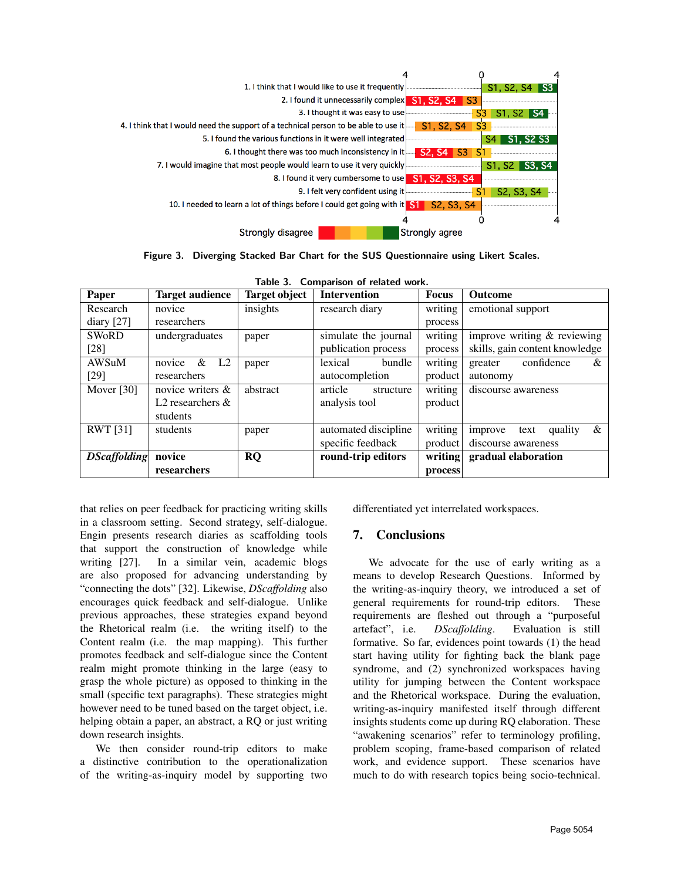1. I think that I would like to use it frequently — S1, S2, S4 | S3
2. I found it unnecessarily complex — S1, S2, S4 | S3
3. I thought it was easy to use — S3 | S1, S2 | S4
4. I think that I would need the support of a technical person to be able to use it — S1, S2, S4 | S3
5. I found the various functions in it were well integrated — S4 | S1, S2 S3
6. I thought there was too much inconsistency in it — S2, S4 | S3 | S1
7. I would imagine that most people would learn to use it very quickly — S1, S2 | S3, S4
8. I found it very cumbersome to use — S1, S2, S3, S4
9. I felt very confident using it — S1 | S2, S3, S4
10. I needed to learn a lot of things before I could get going with it — S1 | S2, S3, S4

Strongly disagree — Strongly agree

Figure 3. Diverging Stacked Bar Chart for the SUS Questionnaire using Likert Scales.

Table 3. Comparison of related work.

| Paper | Target audience | Target object | Intervention | Focus | Outcome |
|---|---|---|---|---|---|
| Research diary [27] | novice researchers | insights | research diary | writing process | emotional support |
| SWoRD [28] | undergraduates | paper | simulate the journal publication process | writing process | improve writing & reviewing skills, gain content knowledge |
| AWSuM [29] | novice & L2 researchers | paper | lexical bundle autocompletion | writing product | greater confidence & autonomy |
| Mover [30] | novice writers & L2 researchers & students | abstract | article structure analysis tool | writing product | discourse awareness |
| RWT [31] | students | paper | automated discipline specific feedback | writing product | improve text quality & discourse awareness |
| ***DScaffolding*** | **novice researchers** | **RQ** | **round-trip editors** | **writing process** | **gradual elaboration** |

that relies on peer feedback for practicing writing skills in a classroom setting. Second strategy, self-dialogue. Engin presents research diaries as scaffolding tools that support the construction of knowledge while writing [27]. In a similar vein, academic blogs are also proposed for advancing understanding by "connecting the dots" [32]. Likewise, *DScaffolding* also encourages quick feedback and self-dialogue. Unlike previous approaches, these strategies expand beyond the Rhetorical realm (i.e. the writing itself) to the Content realm (i.e. the map mapping). This further promotes feedback and self-dialogue since the Content realm might promote thinking in the large (easy to grasp the whole picture) as opposed to thinking in the small (specific text paragraphs). These strategies might however need to be tuned based on the target object, i.e. helping obtain a paper, an abstract, a RQ or just writing down research insights.

We then consider round-trip editors to make a distinctive contribution to the operationalization of the writing-as-inquiry model by supporting two differentiated yet interrelated workspaces.

## 7. Conclusions

We advocate for the use of early writing as a means to develop Research Questions. Informed by the writing-as-inquiry theory, we introduced a set of general requirements for round-trip editors. These requirements are fleshed out through a "purposeful artefact", i.e. *DScaffolding*. Evaluation is still formative. So far, evidences point towards (1) the head start having utility for fighting back the blank page syndrome, and (2) synchronized workspaces having utility for jumping between the Content workspace and the Rhetorical workspace. During the evaluation, writing-as-inquiry manifested itself through different insights students come up during RQ elaboration. These "awakening scenarios" refer to terminology profiling, problem scoping, frame-based comparison of related work, and evidence support. These scenarios have much to do with research topics being socio-technical.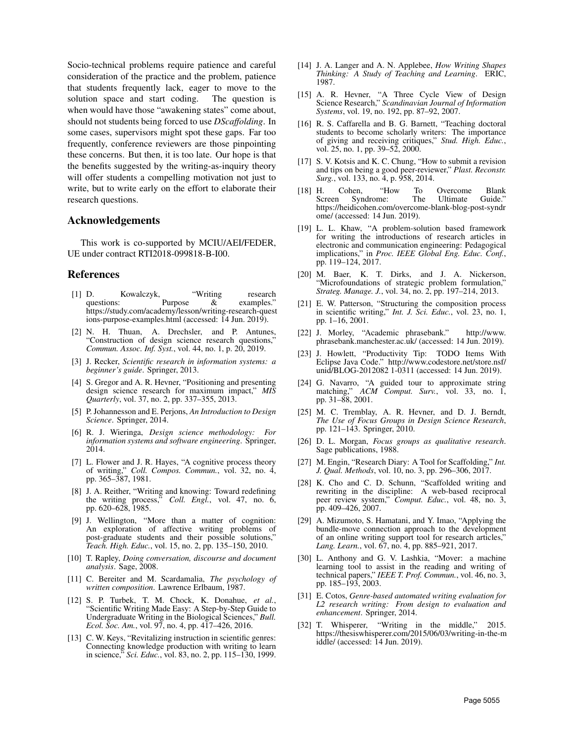Socio-technical problems require patience and careful consideration of the practice and the problem, patience that students frequently lack, eager to move to the solution space and start coding. The question is when would have those "awakening states" come about, should not students being forced to use *DScaffolding*. In some cases, supervisors might spot these gaps. Far too frequently, conference reviewers are those pinpointing these concerns. But then, it is too late. Our hope is that the benefits suggested by the writing-as-inquiry theory will offer students a compelling motivation not just to write, but to write early on the effort to elaborate their research questions.

## Acknowledgements

This work is co-supported by MCIU/AEI/FEDER, UE under contract RTI2018-099818-B-I00.

## References

[1] D. Kowalczyk, "Writing research questions: Purpose & examples." https://study.com/academy/lesson/writing-research-questions-purpose-examples.html (accessed: 14 Jun. 2019).

[2] N. H. Thuan, A. Drechsler, and P. Antunes, "Construction of design science research questions," *Commun. Assoc. Inf. Syst.*, vol. 44, no. 1, p. 20, 2019.

[3] J. Recker, *Scientific research in information systems: a beginner's guide*. Springer, 2013.

[4] S. Gregor and A. R. Hevner, "Positioning and presenting design science research for maximum impact," *MIS Quarterly*, vol. 37, no. 2, pp. 337–355, 2013.

[5] P. Johannesson and E. Perjons, *An Introduction to Design Science*. Springer, 2014.

[6] R. J. Wieringa, *Design science methodology: For information systems and software engineering*. Springer, 2014.

[7] L. Flower and J. R. Hayes, "A cognitive process theory of writing," *Coll. Compos. Commun.*, vol. 32, no. 4, pp. 365–387, 1981.

[8] J. A. Reither, "Writing and knowing: Toward redefining the writing process," *Coll. Engl.*, vol. 47, no. 6, pp. 620–628, 1985.

[9] J. Wellington, "More than a matter of cognition: An exploration of affective writing problems of post-graduate students and their possible solutions," *Teach. High. Educ.*, vol. 15, no. 2, pp. 135–150, 2010.

[10] T. Rapley, *Doing conversation, discourse and document analysis*. Sage, 2008.

[11] C. Bereiter and M. Scardamalia, *The psychology of written composition*. Lawrence Erlbaum, 1987.

[12] S. P. Turbek, T. M. Chock, K. Donahue, *et al.*, "Scientific Writing Made Easy: A Step-by-Step Guide to Undergraduate Writing in the Biological Sciences," *Bull. Ecol. Soc. Am.*, vol. 97, no. 4, pp. 417–426, 2016.

[13] C. W. Keys, "Revitalizing instruction in scientific genres: Connecting knowledge production with writing to learn in science," *Sci. Educ.*, vol. 83, no. 2, pp. 115–130, 1999.

[14] J. A. Langer and A. N. Applebee, *How Writing Shapes Thinking: A Study of Teaching and Learning*. ERIC, 1987.

[15] A. R. Hevner, "A Three Cycle View of Design Science Research," *Scandinavian Journal of Information Systems*, vol. 19, no. 192, pp. 87–92, 2007.

[16] R. S. Caffarella and B. G. Barnett, "Teaching doctoral students to become scholarly writers: The importance of giving and receiving critiques," *Stud. High. Educ.*, vol. 25, no. 1, pp. 39–52, 2000.

[17] S. V. Kotsis and K. C. Chung, "How to submit a revision and tips on being a good peer-reviewer," *Plast. Reconstr. Surg.*, vol. 133, no. 4, p. 958, 2014.

[18] H. Cohen, "How To Overcome Blank Screen Syndrome: The Ultimate Guide." https://heidicohen.com/overcome-blank-blog-post-syndrome/ (accessed: 14 Jun. 2019).

[19] L. L. Khaw, "A problem-solution based framework for writing the introductions of research articles in electronic and communication engineering: Pedagogical implications," in *Proc. IEEE Global Eng. Educ. Conf.*, pp. 119–124, 2017.

[20] M. Baer, K. T. Dirks, and J. A. Nickerson, "Microfoundations of strategic problem formulation," *Strateg. Manage. J.*, vol. 34, no. 2, pp. 197–214, 2013.

[21] E. W. Patterson, "Structuring the composition process in scientific writing," *Int. J. Sci. Educ.*, vol. 23, no. 1, pp. 1–16, 2001.

[22] J. Morley, "Academic phrasebank." http://www.phrasebank.manchester.ac.uk/ (accessed: 14 Jun. 2019).

[23] J. Howlett, "Productivity Tip: TODO Items With Eclipse Java Code." http://www.codestore.net/store.nsf/unid/BLOG-2012082 1-0311 (accessed: 14 Jun. 2019).

[24] G. Navarro, "A guided tour to approximate string matching," *ACM Comput. Surv.*, vol. 33, no. 1, pp. 31–88, 2001.

[25] M. C. Tremblay, A. R. Hevner, and D. J. Berndt, *The Use of Focus Groups in Design Science Research*, pp. 121–143. Springer, 2010.

[26] D. L. Morgan, *Focus groups as qualitative research*. Sage publications, 1988.

[27] M. Engin, "Research Diary: A Tool for Scaffolding," *Int. J. Qual. Methods*, vol. 10, no. 3, pp. 296–306, 2017.

[28] K. Cho and C. D. Schunn, "Scaffolded writing and rewriting in the discipline: A web-based reciprocal peer review system," *Comput. Educ.*, vol. 48, no. 3, pp. 409–426, 2007.

[29] A. Mizumoto, S. Hamatani, and Y. Imao, "Applying the bundle-move connection approach to the development of an online writing support tool for research articles," *Lang. Learn.*, vol. 67, no. 4, pp. 885–921, 2017.

[30] L. Anthony and G. V. Lashkia, "Mover: a machine learning tool to assist in the reading and writing of technical papers," *IEEE T. Prof. Commun.*, vol. 46, no. 3, pp. 185–193, 2003.

[31] E. Cotos, *Genre-based automated writing evaluation for L2 research writing: From design to evaluation and enhancement*. Springer, 2014.

[32] T. Whisperer, "Writing in the middle," 2015. https://thesiswhisperer.com/2015/06/03/writing-in-the-middle/ (accessed: 14 Jun. 2019).